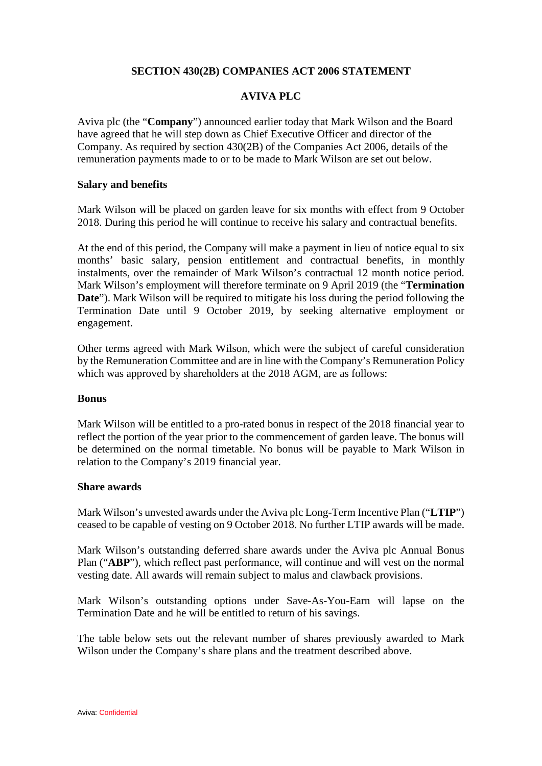# SECTION 430(2B) COMPANIES ACT 2006 STATEMENT

## AVIVA PLC

Aviva plc (the "**Company**") announced earlier today that Mark Wilson and the Board have agreed that he will step down as Chief Executive Officer and director of the Company. As required by section 430(2B) of the Companies Act 2006, details of the remuneration payments made to or to be made to Mark Wilson are set out below.

### Salary and benefits

Mark Wilson will be placed on garden leave for six months with effect from 9 October 2018. During this period he will continue to receive his salary and contractual benefits.

At the end of this period, the Company will make a payment in lieu of notice equal to six months' basic salary, pension entitlement and contractual benefits, in monthly instalments, over the remainder of Mark Wilson's contractual 12 month notice period. Mark Wilson's employment will therefore terminate on 9 April 2019 (the "**Termination Date**"). Mark Wilson will be required to mitigate his loss during the period following the Termination Date until 9 October 2019, by seeking alternative employment or engagement.

Other terms agreed with Mark Wilson, which were the subject of careful consideration by the Remuneration Committee and are in line with the Company's Remuneration Policy which was approved by shareholders at the 2018 AGM, are as follows:

### Bonus

Mark Wilson will be entitled to a pro-rated bonus in respect of the 2018 financial year to reflect the portion of the year prior to the commencement of garden leave. The bonus will be determined on the normal timetable. No bonus will be payable to Mark Wilson in relation to the Company's 2019 financial year.

### Share awards

Mark Wilson's unvested awards under the Aviva plc Long-Term Incentive Plan ("**LTIP**") ceased to be capable of vesting on 9 October 2018. No further LTIP awards will be made.

Mark Wilson's outstanding deferred share awards under the Aviva plc Annual Bonus Plan ("**ABP**"), which reflect past performance, will continue and will vest on the normal vesting date. All awards will remain subject to malus and clawback provisions.

Mark Wilson's outstanding options under Save-As-You-Earn will lapse on the Termination Date and he will be entitled to return of his savings.

The table below sets out the relevant number of shares previously awarded to Mark Wilson under the Company's share plans and the treatment described above.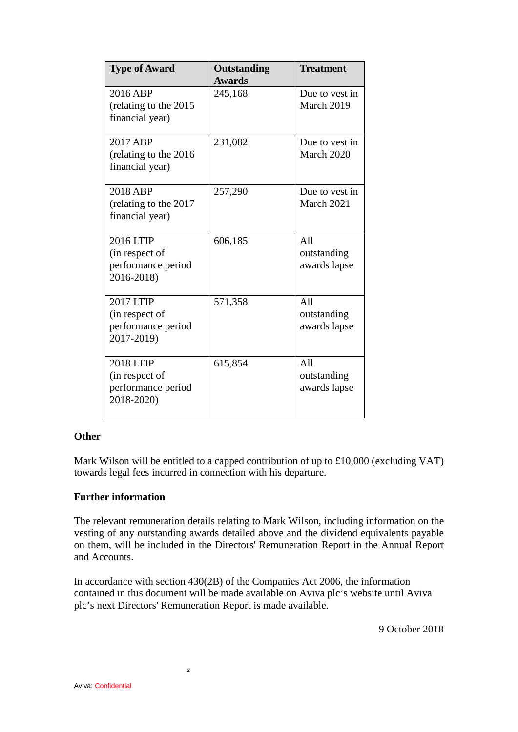| Type of Award | Outstanding Awards | Treatment |
|---|---|---|
| 2016 ABP (relating to the 2015 financial year) | 245,168 | Due to vest in March 2019 |
| 2017 ABP (relating to the 2016 financial year) | 231,082 | Due to vest in March 2020 |
| 2018 ABP (relating to the 2017 financial year) | 257,290 | Due to vest in March 2021 |
| 2016 LTIP (in respect of performance period 2016-2018) | 606,185 | All outstanding awards lapse |
| 2017 LTIP (in respect of performance period 2017-2019) | 571,358 | All outstanding awards lapse |
| 2018 LTIP (in respect of performance period 2018-2020) | 615,854 | All outstanding awards lapse |

**Other**

Mark Wilson will be entitled to a capped contribution of up to £10,000 (excluding VAT) towards legal fees incurred in connection with his departure.

**Further information**

The relevant remuneration details relating to Mark Wilson, including information on the vesting of any outstanding awards detailed above and the dividend equivalents payable on them, will be included in the Directors' Remuneration Report in the Annual Report and Accounts.

In accordance with section 430(2B) of the Companies Act 2006, the information contained in this document will be made available on Aviva plc's website until Aviva plc's next Directors' Remuneration Report is made available.

9 October 2018